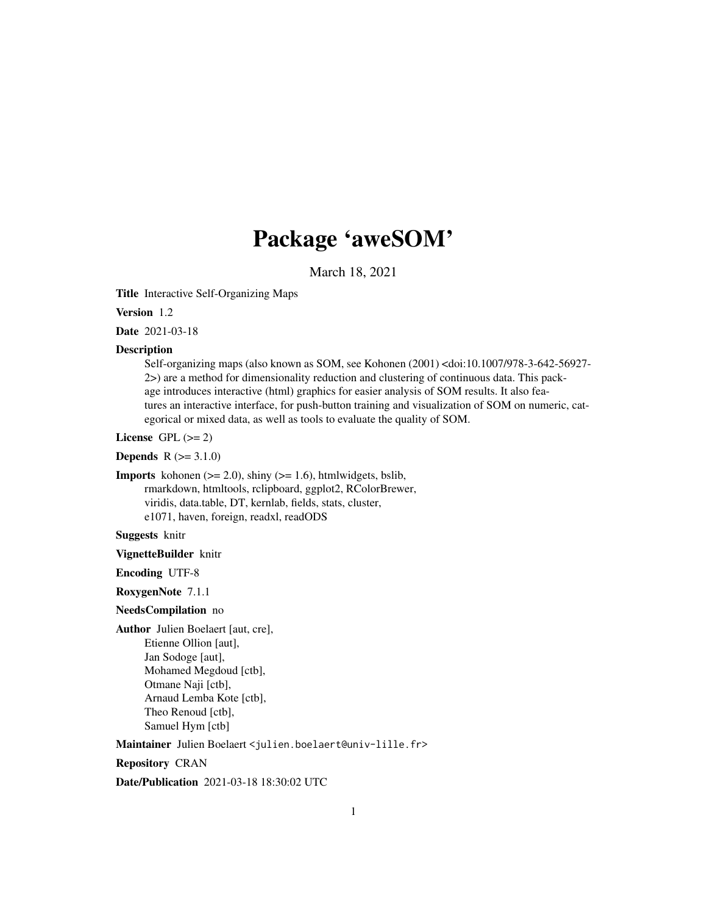# Package 'aweSOM'

March 18, 2021

**Title** Interactive Self-Organizing Maps

**Version** 1.2

**Date** 2021-03-18

**Description** Self-organizing maps (also known as SOM, see Kohonen (2001) <doi:10.1007/978-3-642-56927-2>) are a method for dimensionality reduction and clustering of continuous data. This package introduces interactive (html) graphics for easier analysis of SOM results. It also features an interactive interface, for push-button training and visualization of SOM on numeric, categorical or mixed data, as well as tools to evaluate the quality of SOM.

**License** GPL (>= 2)

**Depends** R (>= 3.1.0)

**Imports** kohonen (>= 2.0), shiny (>= 1.6), htmlwidgets, bslib, rmarkdown, htmltools, rclipboard, ggplot2, RColorBrewer, viridis, data.table, DT, kernlab, fields, stats, cluster, e1071, haven, foreign, readxl, readODS

**Suggests** knitr

**VignetteBuilder** knitr

**Encoding** UTF-8

**RoxygenNote** 7.1.1

**NeedsCompilation** no

**Author** Julien Boelaert [aut, cre],
Etienne Ollion [aut],
Jan Sodoge [aut],
Mohamed Megdoud [ctb],
Otmane Naji [ctb],
Arnaud Lemba Kote [ctb],
Theo Renoud [ctb],
Samuel Hym [ctb]

**Maintainer** Julien Boelaert <julien.boelaert@univ-lille.fr>

**Repository** CRAN

**Date/Publication** 2021-03-18 18:30:02 UTC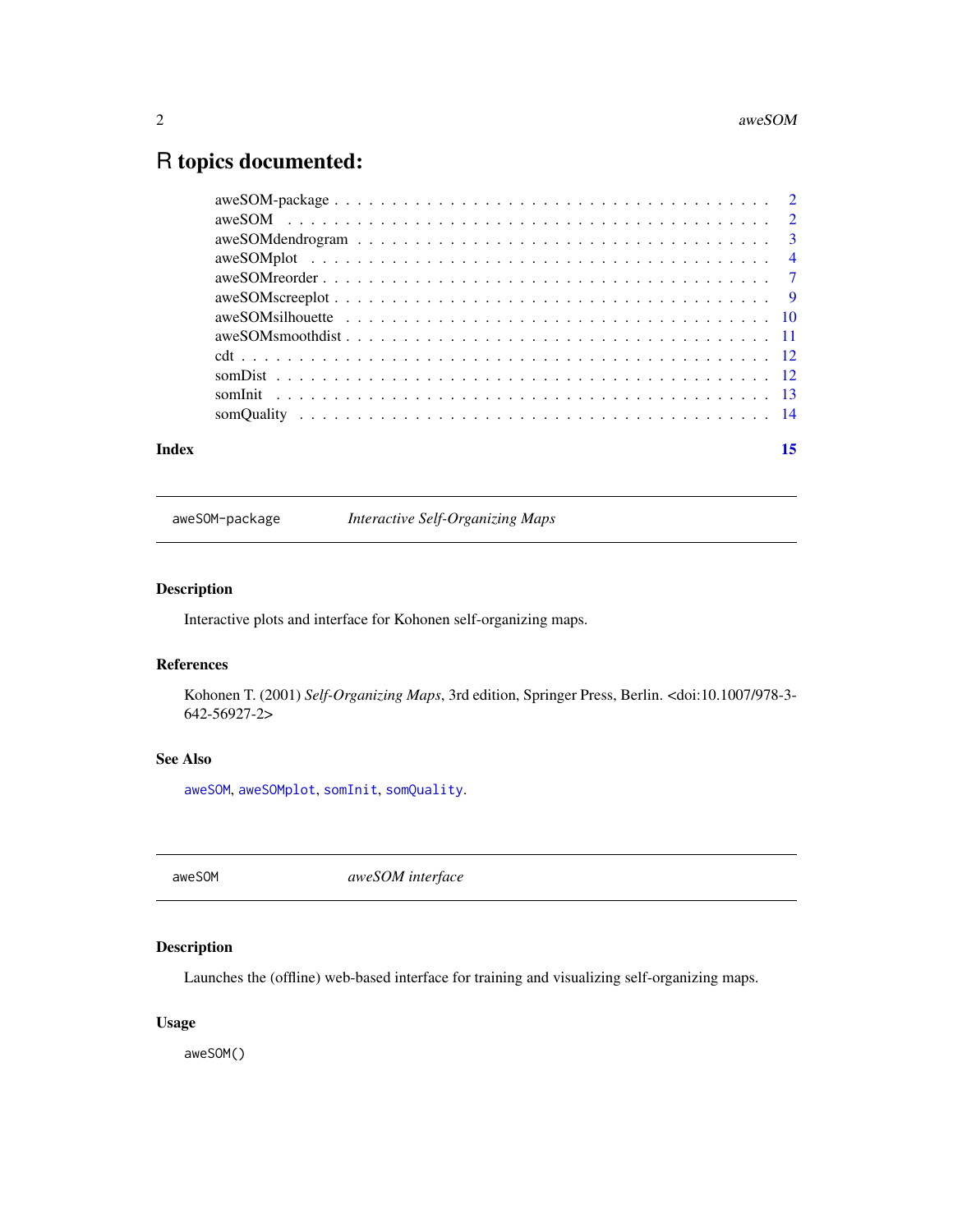# R topics documented:

| | |
|---|---|
| aweSOM-package | 2 |
| aweSOM | 2 |
| aweSOMdendrogram | 3 |
| aweSOMplot | 4 |
| aweSOMreorder | 7 |
| aweSOMscreeplot | 9 |
| aweSOMsilhouette | 10 |
| aweSOMsmoothdist | 11 |
| cdt | 12 |
| somDist | 12 |
| somInit | 13 |
| somQuality | 14 |

**Index** **15**

---

`aweSOM-package` *Interactive Self-Organizing Maps*

---

## Description

Interactive plots and interface for Kohonen self-organizing maps.

## References

Kohonen T. (2001) *Self-Organizing Maps*, 3rd edition, Springer Press, Berlin. <doi:10.1007/978-3-642-56927-2>

## See Also

`aweSOM`, `aweSOMplot`, `somInit`, `somQuality`.

---

`aweSOM` *aweSOM interface*

---

## Description

Launches the (offline) web-based interface for training and visualizing self-organizing maps.

## Usage

```
aweSOM()
```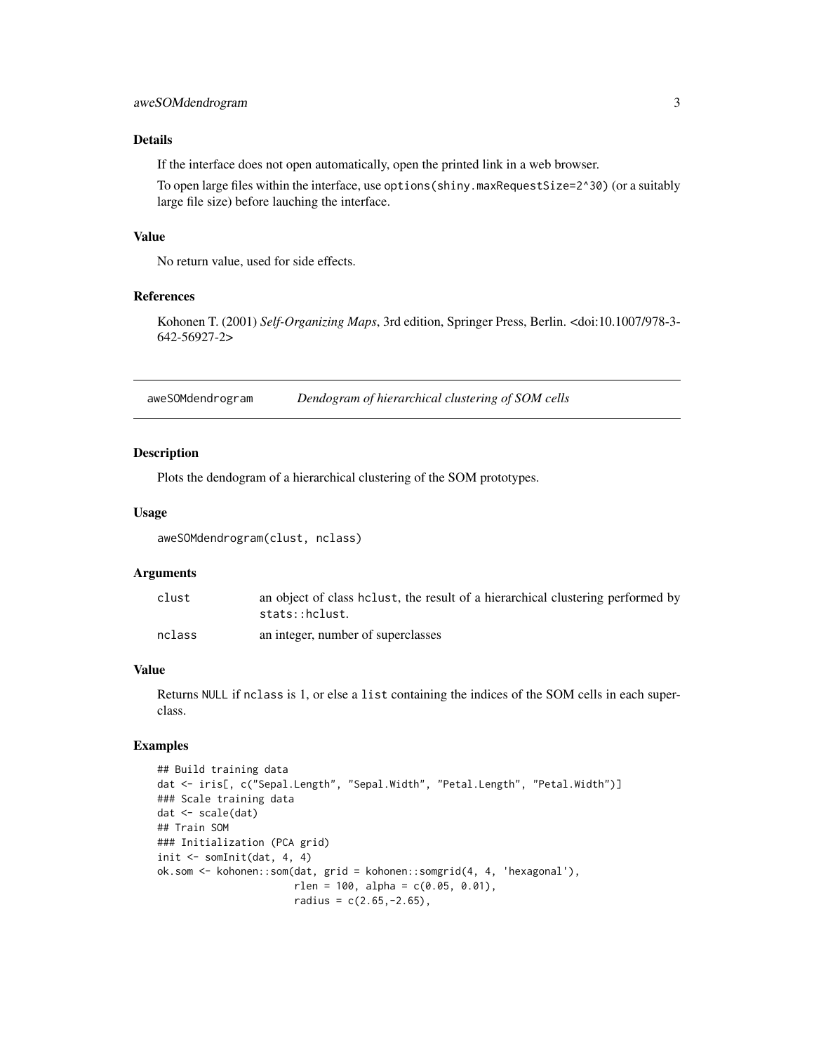## Details

If the interface does not open automatically, open the printed link in a web browser.

To open large files within the interface, use `options(shiny.maxRequestSize=2^30)` (or a suitably large file size) before lauching the interface.

## Value

No return value, used for side effects.

## References

Kohonen T. (2001) *Self-Organizing Maps*, 3rd edition, Springer Press, Berlin. <doi:10.1007/978-3-642-56927-2>

---

# aweSOMdendrogram — *Dendogram of hierarchical clustering of SOM cells*

## Description

Plots the dendogram of a hierarchical clustering of the SOM prototypes.

## Usage

```
aweSOMdendrogram(clust, nclass)
```

## Arguments

| | |
|---|---|
| clust | an object of class hclust, the result of a hierarchical clustering performed by stats::hclust. |
| nclass | an integer, number of superclasses |

## Value

Returns NULL if nclass is 1, or else a list containing the indices of the SOM cells in each superclass.

## Examples

```
## Build training data
dat <- iris[, c("Sepal.Length", "Sepal.Width", "Petal.Length", "Petal.Width")]
### Scale training data
dat <- scale(dat)
## Train SOM
### Initialization (PCA grid)
init <- somInit(dat, 4, 4)
ok.som <- kohonen::som(dat, grid = kohonen::somgrid(4, 4, 'hexagonal'),
                       rlen = 100, alpha = c(0.05, 0.01),
                       radius = c(2.65,-2.65),
```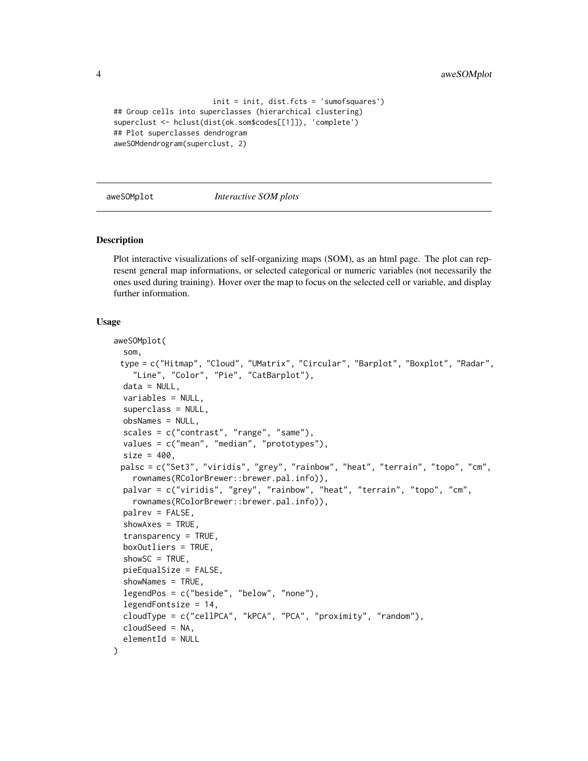```
                       init = init, dist.fcts = 'sumofsquares')
## Group cells into superclasses (hierarchical clustering)
superclust <- hclust(dist(ok.som$codes[[1]]), 'complete')
## Plot superclasses dendrogram
aweSOMdendrogram(superclust, 2)
```

## aweSOMplot — *Interactive SOM plots*

### Description

Plot interactive visualizations of self-organizing maps (SOM), as an html page. The plot can represent general map informations, or selected categorical or numeric variables (not necessarily the ones used during training). Hover over the map to focus on the selected cell or variable, and display further information.

### Usage

```
aweSOMplot(
  som,
  type = c("Hitmap", "Cloud", "UMatrix", "Circular", "Barplot", "Boxplot", "Radar",
    "Line", "Color", "Pie", "CatBarplot"),
  data = NULL,
  variables = NULL,
  superclass = NULL,
  obsNames = NULL,
  scales = c("contrast", "range", "same"),
  values = c("mean", "median", "prototypes"),
  size = 400,
  palsc = c("Set3", "viridis", "grey", "rainbow", "heat", "terrain", "topo", "cm",
    rownames(RColorBrewer::brewer.pal.info)),
  palvar = c("viridis", "grey", "rainbow", "heat", "terrain", "topo", "cm",
    rownames(RColorBrewer::brewer.pal.info)),
  palrev = FALSE,
  showAxes = TRUE,
  transparency = TRUE,
  boxOutliers = TRUE,
  showSC = TRUE,
  pieEqualSize = FALSE,
  showNames = TRUE,
  legendPos = c("beside", "below", "none"),
  legendFontsize = 14,
  cloudType = c("cellPCA", "kPCA", "PCA", "proximity", "random"),
  cloudSeed = NA,
  elementId = NULL
)
```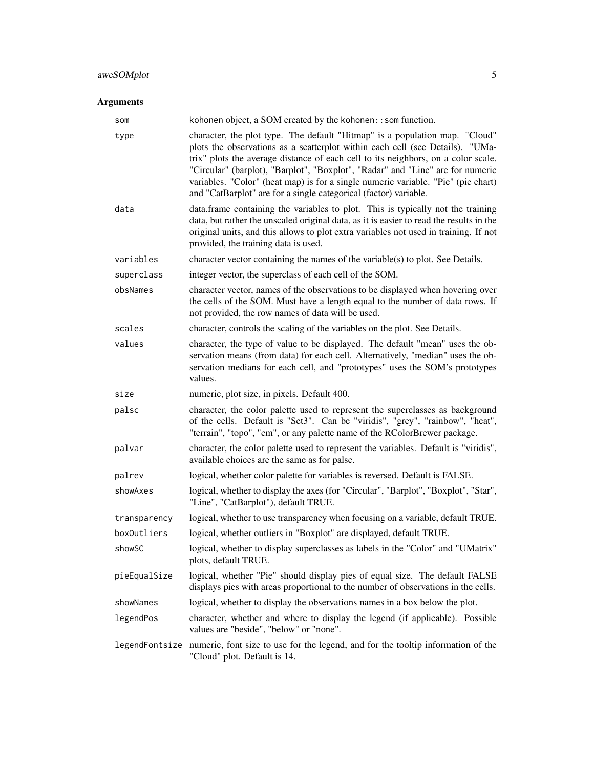## Arguments

| | |
|---|---|
| `som` | kohonen object, a SOM created by the `kohonen::som` function. |
| `type` | character, the plot type. The default "Hitmap" is a population map. "Cloud" plots the observations as a scatterplot within each cell (see Details). "UMatrix" plots the average distance of each cell to its neighbors, on a color scale. "Circular" (barplot), "Barplot", "Boxplot", "Radar" and "Line" are for numeric variables. "Color" (heat map) is for a single numeric variable. "Pie" (pie chart) and "CatBarplot" are for a single categorical (factor) variable. |
| `data` | data.frame containing the variables to plot. This is typically not the training data, but rather the unscaled original data, as it is easier to read the results in the original units, and this allows to plot extra variables not used in training. If not provided, the training data is used. |
| `variables` | character vector containing the names of the variable(s) to plot. See Details. |
| `superclass` | integer vector, the superclass of each cell of the SOM. |
| `obsNames` | character vector, names of the observations to be displayed when hovering over the cells of the SOM. Must have a length equal to the number of data rows. If not provided, the row names of data will be used. |
| `scales` | character, controls the scaling of the variables on the plot. See Details. |
| `values` | character, the type of value to be displayed. The default "mean" uses the observation means (from data) for each cell. Alternatively, "median" uses the observation medians for each cell, and "prototypes" uses the SOM's prototypes values. |
| `size` | numeric, plot size, in pixels. Default 400. |
| `palsc` | character, the color palette used to represent the superclasses as background of the cells. Default is "Set3". Can be "viridis", "grey", "rainbow", "heat", "terrain", "topo", "cm", or any palette name of the RColorBrewer package. |
| `palvar` | character, the color palette used to represent the variables. Default is "viridis", available choices are the same as for palsc. |
| `palrev` | logical, whether color palette for variables is reversed. Default is FALSE. |
| `showAxes` | logical, whether to display the axes (for "Circular", "Barplot", "Boxplot", "Star", "Line", "CatBarplot"), default TRUE. |
| `transparency` | logical, whether to use transparency when focusing on a variable, default TRUE. |
| `boxOutliers` | logical, whether outliers in "Boxplot" are displayed, default TRUE. |
| `showSC` | logical, whether to display superclasses as labels in the "Color" and "UMatrix" plots, default TRUE. |
| `pieEqualSize` | logical, whether "Pie" should display pies of equal size. The default FALSE displays pies with areas proportional to the number of observations in the cells. |
| `showNames` | logical, whether to display the observations names in a box below the plot. |
| `legendPos` | character, whether and where to display the legend (if applicable). Possible values are "beside", "below" or "none". |
| `legendFontsize` | numeric, font size to use for the legend, and for the tooltip information of the "Cloud" plot. Default is 14. |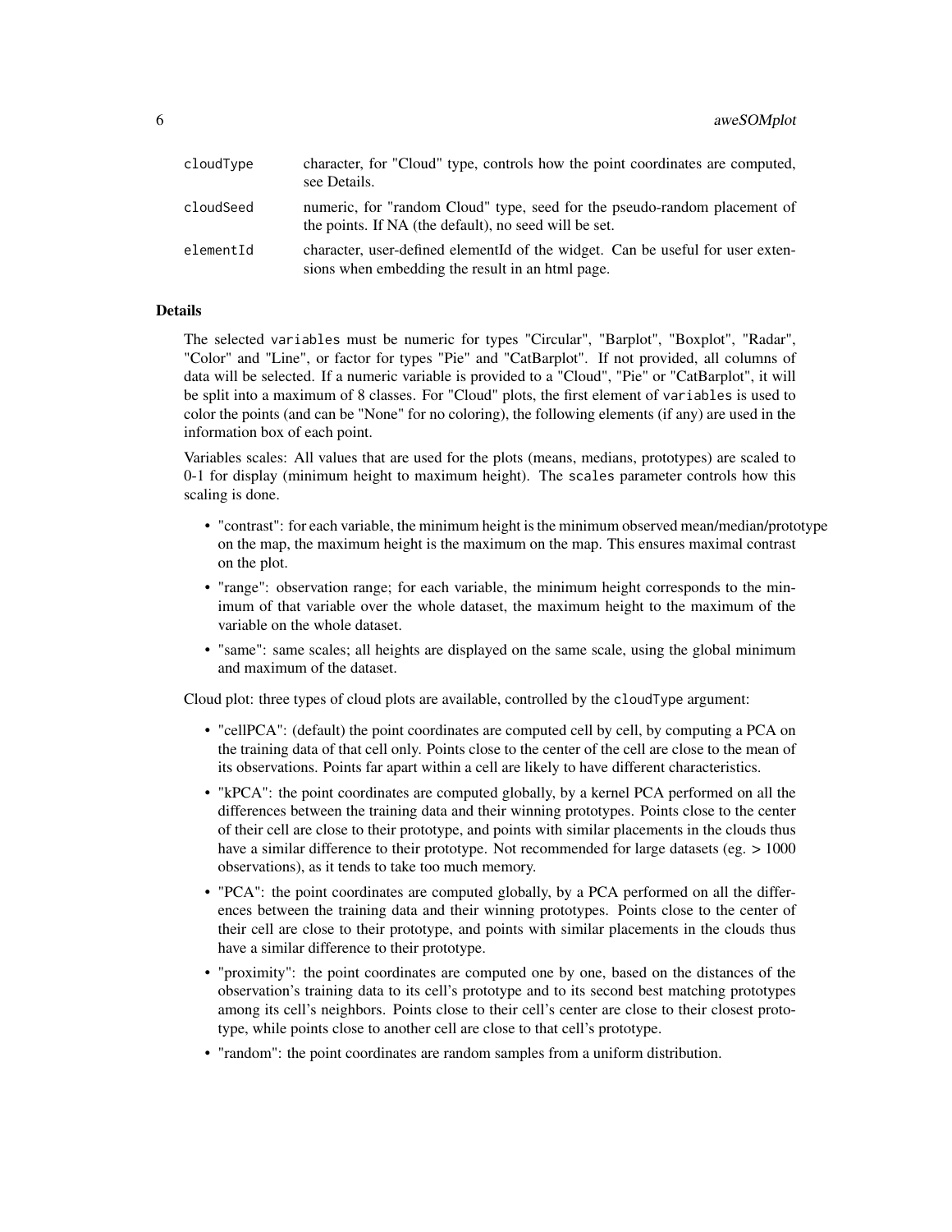| | |
|---|---|
| cloudType | character, for "Cloud" type, controls how the point coordinates are computed, see Details. |
| cloudSeed | numeric, for "random Cloud" type, seed for the pseudo-random placement of the points. If NA (the default), no seed will be set. |
| elementId | character, user-defined elementId of the widget. Can be useful for user extensions when embedding the result in an html page. |

## Details

The selected `variables` must be numeric for types "Circular", "Barplot", "Boxplot", "Radar", "Color" and "Line", or factor for types "Pie" and "CatBarplot". If not provided, all columns of data will be selected. If a numeric variable is provided to a "Cloud", "Pie" or "CatBarplot", it will be split into a maximum of 8 classes. For "Cloud" plots, the first element of `variables` is used to color the points (and can be "None" for no coloring), the following elements (if any) are used in the information box of each point.

Variables scales: All values that are used for the plots (means, medians, prototypes) are scaled to 0-1 for display (minimum height to maximum height). The `scales` parameter controls how this scaling is done.

- "contrast": for each variable, the minimum height is the minimum observed mean/median/prototype on the map, the maximum height is the maximum on the map. This ensures maximal contrast on the plot.
- "range": observation range; for each variable, the minimum height corresponds to the minimum of that variable over the whole dataset, the maximum height to the maximum of the variable on the whole dataset.
- "same": same scales; all heights are displayed on the same scale, using the global minimum and maximum of the dataset.

Cloud plot: three types of cloud plots are available, controlled by the `cloudType` argument:

- "cellPCA": (default) the point coordinates are computed cell by cell, by computing a PCA on the training data of that cell only. Points close to the center of the cell are close to the mean of its observations. Points far apart within a cell are likely to have different characteristics.
- "kPCA": the point coordinates are computed globally, by a kernel PCA performed on all the differences between the training data and their winning prototypes. Points close to the center of their cell are close to their prototype, and points with similar placements in the clouds thus have a similar difference to their prototype. Not recommended for large datasets (eg. > 1000 observations), as it tends to take too much memory.
- "PCA": the point coordinates are computed globally, by a PCA performed on all the differences between the training data and their winning prototypes. Points close to the center of their cell are close to their prototype, and points with similar placements in the clouds thus have a similar difference to their prototype.
- "proximity": the point coordinates are computed one by one, based on the distances of the observation's training data to its cell's prototype and to its second best matching prototypes among its cell's neighbors. Points close to their cell's center are close to their closest prototype, while points close to another cell are close to that cell's prototype.
- "random": the point coordinates are random samples from a uniform distribution.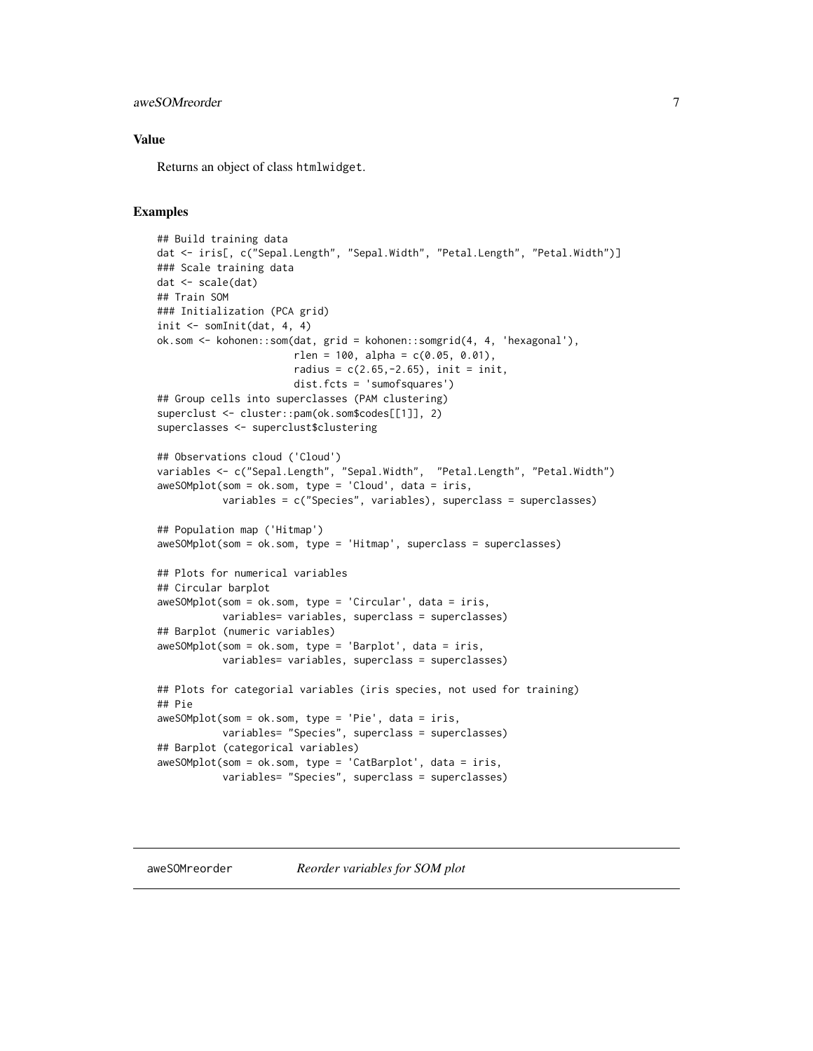## Value

Returns an object of class htmlwidget.

## Examples

```
## Build training data
dat <- iris[, c("Sepal.Length", "Sepal.Width", "Petal.Length", "Petal.Width")]
### Scale training data
dat <- scale(dat)
## Train SOM
### Initialization (PCA grid)
init <- somInit(dat, 4, 4)
ok.som <- kohonen::som(dat, grid = kohonen::somgrid(4, 4, 'hexagonal'),
                       rlen = 100, alpha = c(0.05, 0.01),
                       radius = c(2.65,-2.65), init = init,
                       dist.fcts = 'sumofsquares')
## Group cells into superclasses (PAM clustering)
superclust <- cluster::pam(ok.som$codes[[1]], 2)
superclasses <- superclust$clustering

## Observations cloud ('Cloud')
variables <- c("Sepal.Length", "Sepal.Width",  "Petal.Length", "Petal.Width")
aweSOMplot(som = ok.som, type = 'Cloud', data = iris,
           variables = c("Species", variables), superclass = superclasses)

## Population map ('Hitmap')
aweSOMplot(som = ok.som, type = 'Hitmap', superclass = superclasses)

## Plots for numerical variables
## Circular barplot
aweSOMplot(som = ok.som, type = 'Circular', data = iris,
           variables= variables, superclass = superclasses)
## Barplot (numeric variables)
aweSOMplot(som = ok.som, type = 'Barplot', data = iris,
           variables= variables, superclass = superclasses)

## Plots for categorial variables (iris species, not used for training)
## Pie
aweSOMplot(som = ok.som, type = 'Pie', data = iris,
           variables= "Species", superclass = superclasses)
## Barplot (categorical variables)
aweSOMplot(som = ok.som, type = 'CatBarplot', data = iris,
           variables= "Species", superclass = superclasses)
```

---

aweSOMreorder *Reorder variables for SOM plot*

---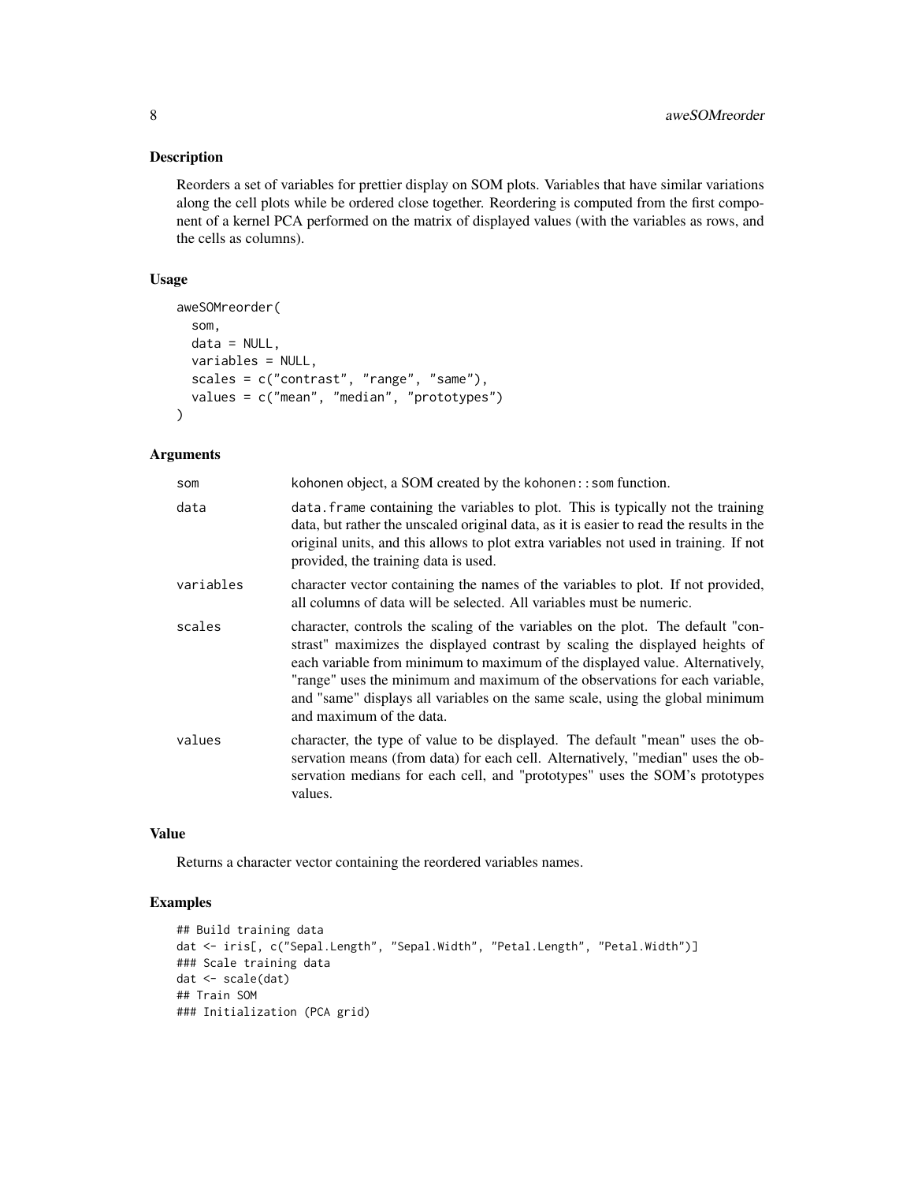## Description

Reorders a set of variables for prettier display on SOM plots. Variables that have similar variations along the cell plots while be ordered close together. Reordering is computed from the first component of a kernel PCA performed on the matrix of displayed values (with the variables as rows, and the cells as columns).

## Usage

```
aweSOMreorder(
  som,
  data = NULL,
  variables = NULL,
  scales = c("contrast", "range", "same"),
  values = c("mean", "median", "prototypes")
)
```

## Arguments

| | |
|---|---|
| `som` | kohonen object, a SOM created by the `kohonen::som` function. |
| `data` | `data.frame` containing the variables to plot. This is typically not the training data, but rather the unscaled original data, as it is easier to read the results in the original units, and this allows to plot extra variables not used in training. If not provided, the training data is used. |
| `variables` | character vector containing the names of the variables to plot. If not provided, all columns of data will be selected. All variables must be numeric. |
| `scales` | character, controls the scaling of the variables on the plot. The default "contrast" maximizes the displayed contrast by scaling the displayed heights of each variable from minimum to maximum of the displayed value. Alternatively, "range" uses the minimum and maximum of the observations for each variable, and "same" displays all variables on the same scale, using the global minimum and maximum of the data. |
| `values` | character, the type of value to be displayed. The default "mean" uses the observation means (from data) for each cell. Alternatively, "median" uses the observation medians for each cell, and "prototypes" uses the SOM's prototypes values. |

## Value

Returns a character vector containing the reordered variables names.

## Examples

```
## Build training data
dat <- iris[, c("Sepal.Length", "Sepal.Width", "Petal.Length", "Petal.Width")]
### Scale training data
dat <- scale(dat)
## Train SOM
### Initialization (PCA grid)
```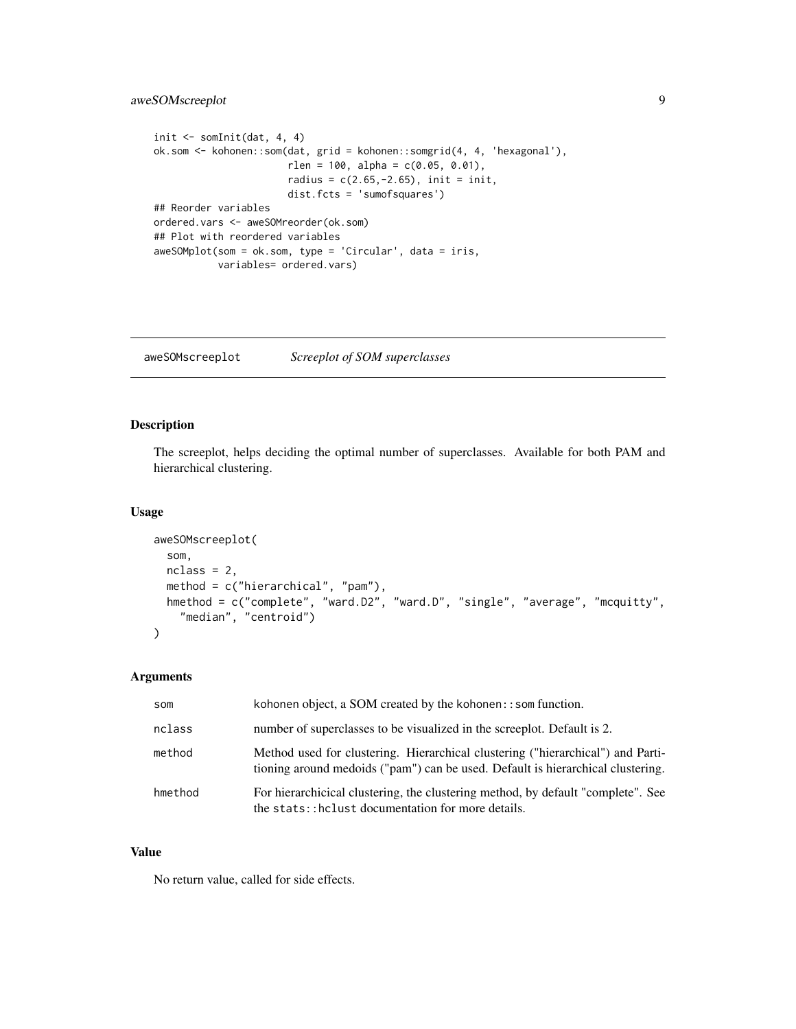```
init <- somInit(dat, 4, 4)
ok.som <- kohonen::som(dat, grid = kohonen::somgrid(4, 4, 'hexagonal'),
                       rlen = 100, alpha = c(0.05, 0.01),
                       radius = c(2.65,-2.65), init = init,
                       dist.fcts = 'sumofsquares')
## Reorder variables
ordered.vars <- aweSOMreorder(ok.som)
## Plot with reordered variables
aweSOMplot(som = ok.som, type = 'Circular', data = iris,
           variables= ordered.vars)
```

## aweSOMscreeplot *Screeplot of SOM superclasses*

### Description

The screeplot, helps deciding the optimal number of superclasses. Available for both PAM and hierarchical clustering.

### Usage

```
aweSOMscreeplot(
  som,
  nclass = 2,
  method = c("hierarchical", "pam"),
  hmethod = c("complete", "ward.D2", "ward.D", "single", "average", "mcquitty",
    "median", "centroid")
)
```

### Arguments

| | |
|---|---|
| `som` | kohonen object, a SOM created by the `kohonen::som` function. |
| `nclass` | number of superclasses to be visualized in the screeplot. Default is 2. |
| `method` | Method used for clustering. Hierarchical clustering ("hierarchical") and Partitioning around medoids ("pam") can be used. Default is hierarchical clustering. |
| `hmethod` | For hierarchicical clustering, the clustering method, by default "complete". See the `stats::hclust` documentation for more details. |

### Value

No return value, called for side effects.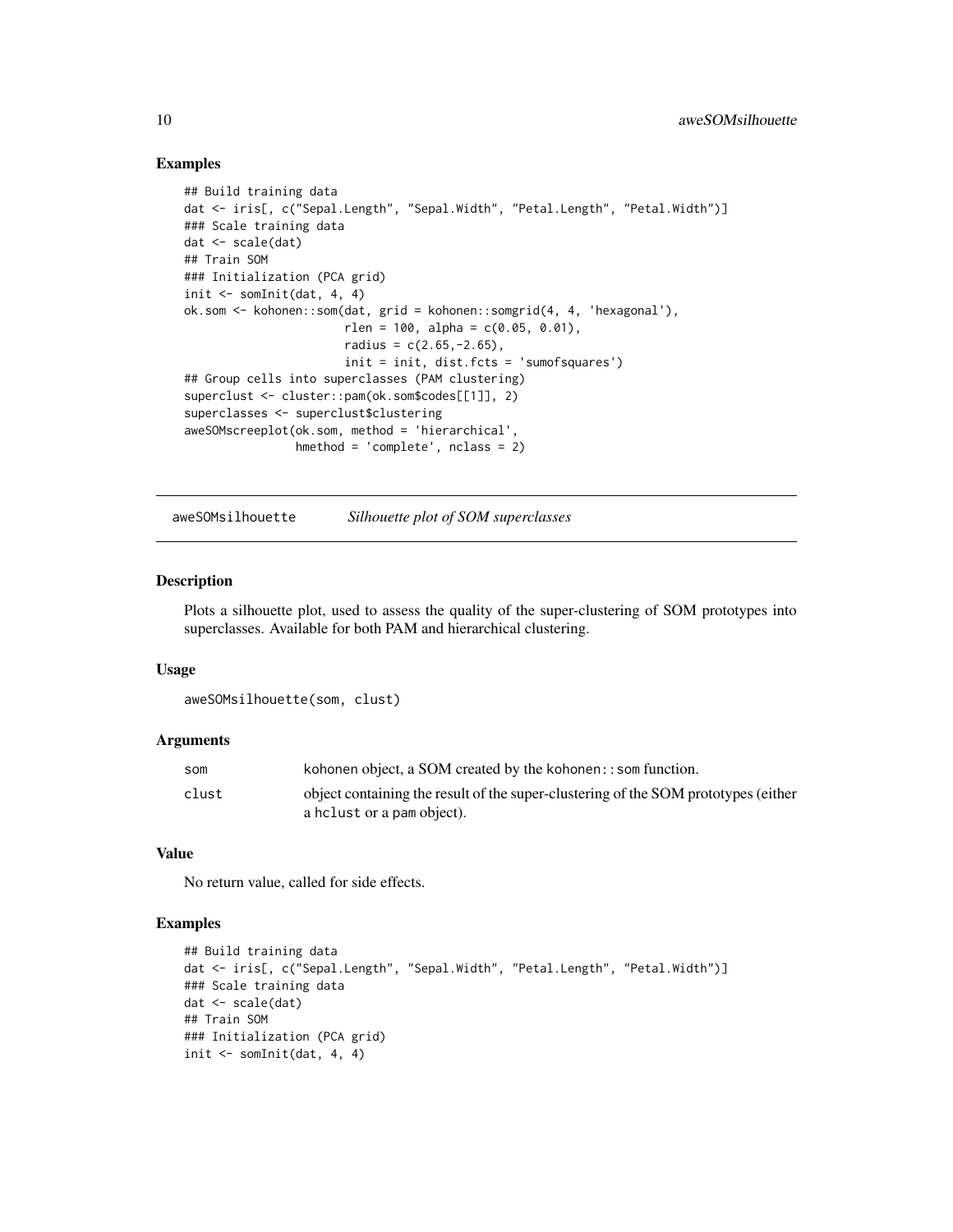## Examples

```
## Build training data
dat <- iris[, c("Sepal.Length", "Sepal.Width", "Petal.Length", "Petal.Width")]
### Scale training data
dat <- scale(dat)
## Train SOM
### Initialization (PCA grid)
init <- somInit(dat, 4, 4)
ok.som <- kohonen::som(dat, grid = kohonen::somgrid(4, 4, 'hexagonal'),
                       rlen = 100, alpha = c(0.05, 0.01),
                       radius = c(2.65,-2.65),
                       init = init, dist.fcts = 'sumofsquares')
## Group cells into superclasses (PAM clustering)
superclust <- cluster::pam(ok.som$codes[[1]], 2)
superclasses <- superclust$clustering
aweSOMscreeplot(ok.som, method = 'hierarchical',
                hmethod = 'complete', nclass = 2)
```

---

# aweSOMsilhouette — *Silhouette plot of SOM superclasses*

## Description

Plots a silhouette plot, used to assess the quality of the super-clustering of SOM prototypes into superclasses. Available for both PAM and hierarchical clustering.

## Usage

```
aweSOMsilhouette(som, clust)
```

## Arguments

| | |
|---|---|
| `som` | kohonen object, a SOM created by the `kohonen::som` function. |
| `clust` | object containing the result of the super-clustering of the SOM prototypes (either a `hclust` or a `pam` object). |

## Value

No return value, called for side effects.

## Examples

```
## Build training data
dat <- iris[, c("Sepal.Length", "Sepal.Width", "Petal.Length", "Petal.Width")]
### Scale training data
dat <- scale(dat)
## Train SOM
### Initialization (PCA grid)
init <- somInit(dat, 4, 4)
```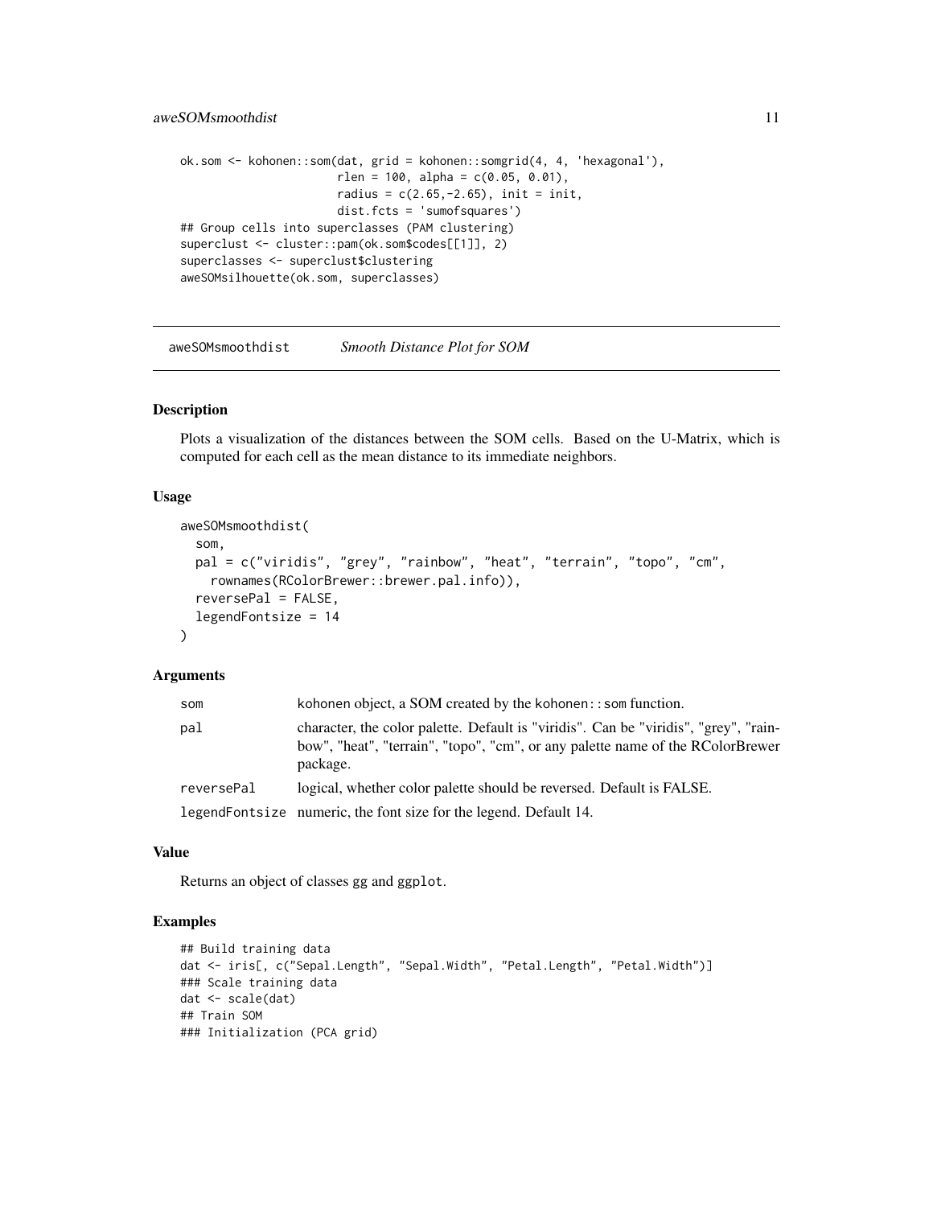```
ok.som <- kohonen::som(dat, grid = kohonen::somgrid(4, 4, 'hexagonal'),
                       rlen = 100, alpha = c(0.05, 0.01),
                       radius = c(2.65,-2.65), init = init,
                       dist.fcts = 'sumofsquares')
## Group cells into superclasses (PAM clustering)
superclust <- cluster::pam(ok.som$codes[[1]], 2)
superclasses <- superclust$clustering
aweSOMsilhouette(ok.som, superclasses)
```

## aweSOMsmoothdist — *Smooth Distance Plot for SOM*

### Description

Plots a visualization of the distances between the SOM cells. Based on the U-Matrix, which is computed for each cell as the mean distance to its immediate neighbors.

### Usage

```
aweSOMsmoothdist(
  som,
  pal = c("viridis", "grey", "rainbow", "heat", "terrain", "topo", "cm",
    rownames(RColorBrewer::brewer.pal.info)),
  reversePal = FALSE,
  legendFontsize = 14
)
```

### Arguments

| | |
|---|---|
| `som` | kohonen object, a SOM created by the `kohonen::som` function. |
| `pal` | character, the color palette. Default is "viridis". Can be "viridis", "grey", "rainbow", "heat", "terrain", "topo", "cm", or any palette name of the RColorBrewer package. |
| `reversePal` | logical, whether color palette should be reversed. Default is FALSE. |
| `legendFontsize` | numeric, the font size for the legend. Default 14. |

### Value

Returns an object of classes gg and ggplot.

### Examples

```
## Build training data
dat <- iris[, c("Sepal.Length", "Sepal.Width", "Petal.Length", "Petal.Width")]
### Scale training data
dat <- scale(dat)
## Train SOM
### Initialization (PCA grid)
```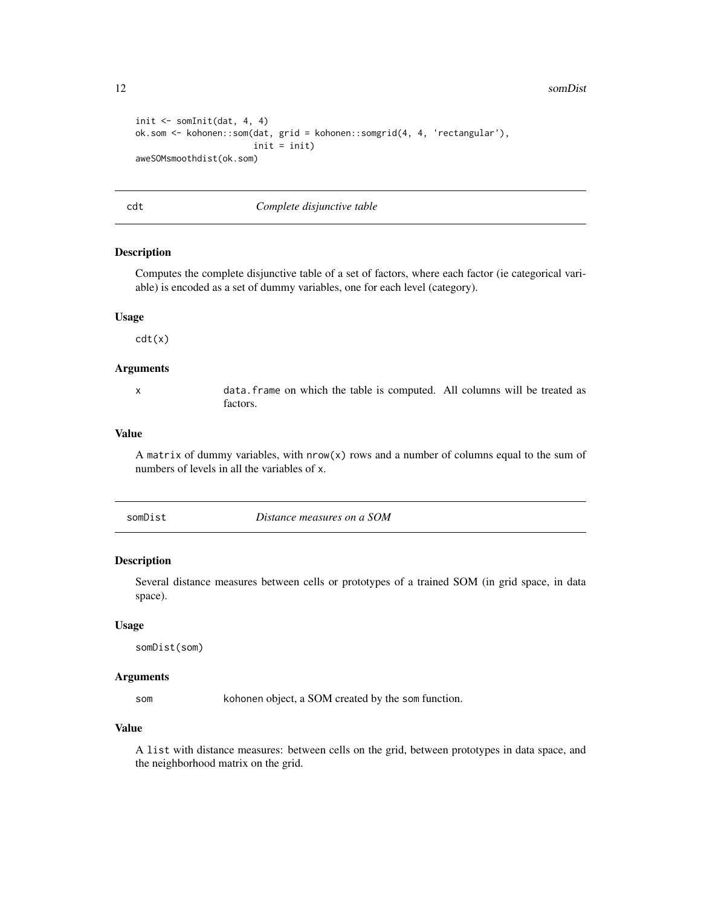```
init <- somInit(dat, 4, 4)
ok.som <- kohonen::som(dat, grid = kohonen::somgrid(4, 4, 'rectangular'),
                       init = init)
aweSOMsmoothdist(ok.som)
```

## cdt — *Complete disjunctive table*

### Description

Computes the complete disjunctive table of a set of factors, where each factor (ie categorical variable) is encoded as a set of dummy variables, one for each level (category).

### Usage

```
cdt(x)
```

### Arguments

| | |
|---|---|
| x | data.frame on which the table is computed. All columns will be treated as factors. |

### Value

A matrix of dummy variables, with nrow(x) rows and a number of columns equal to the sum of numbers of levels in all the variables of x.

## somDist — *Distance measures on a SOM*

### Description

Several distance measures between cells or prototypes of a trained SOM (in grid space, in data space).

### Usage

```
somDist(som)
```

### Arguments

| | |
|---|---|
| som | kohonen object, a SOM created by the som function. |

### Value

A list with distance measures: between cells on the grid, between prototypes in data space, and the neighborhood matrix on the grid.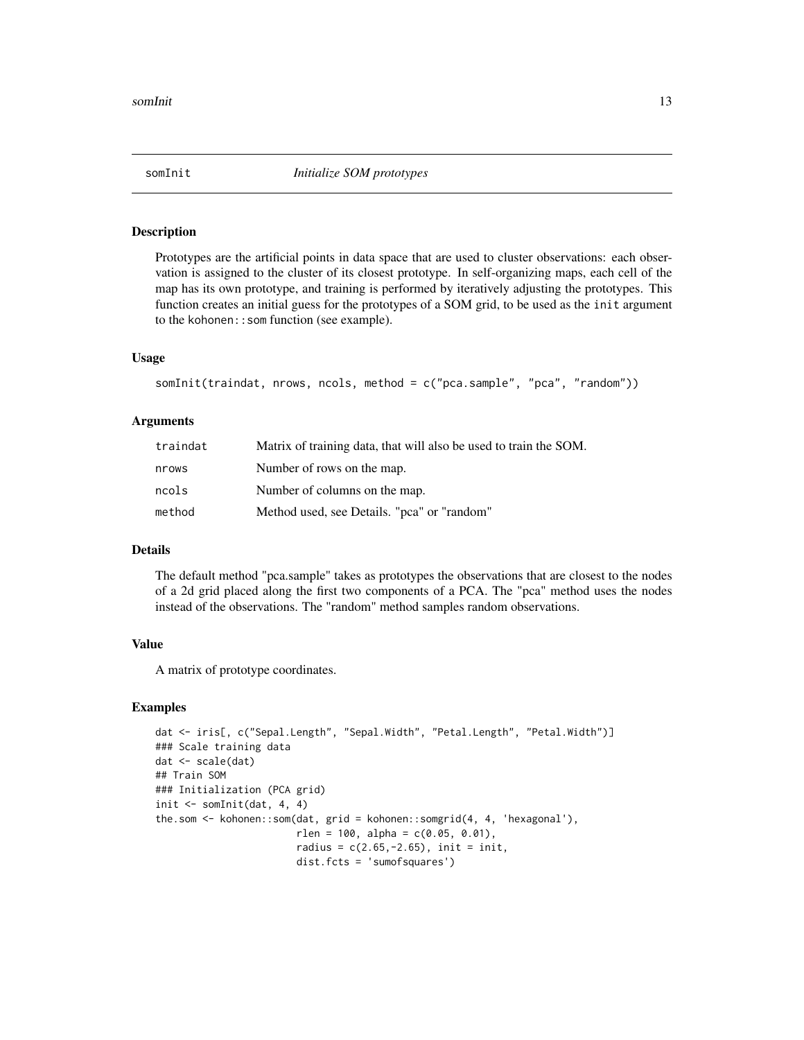# somInit *Initialize SOM prototypes*

## Description

Prototypes are the artificial points in data space that are used to cluster observations: each observation is assigned to the cluster of its closest prototype. In self-organizing maps, each cell of the map has its own prototype, and training is performed by iteratively adjusting the prototypes. This function creates an initial guess for the prototypes of a SOM grid, to be used as the `init` argument to the `kohonen::som` function (see example).

## Usage

```
somInit(traindat, nrows, ncols, method = c("pca.sample", "pca", "random"))
```

## Arguments

| | |
|---|---|
| traindat | Matrix of training data, that will also be used to train the SOM. |
| nrows | Number of rows on the map. |
| ncols | Number of columns on the map. |
| method | Method used, see Details. "pca" or "random" |

## Details

The default method "pca.sample" takes as prototypes the observations that are closest to the nodes of a 2d grid placed along the first two components of a PCA. The "pca" method uses the nodes instead of the observations. The "random" method samples random observations.

## Value

A matrix of prototype coordinates.

## Examples

```
dat <- iris[, c("Sepal.Length", "Sepal.Width", "Petal.Length", "Petal.Width")]
### Scale training data
dat <- scale(dat)
## Train SOM
### Initialization (PCA grid)
init <- somInit(dat, 4, 4)
the.som <- kohonen::som(dat, grid = kohonen::somgrid(4, 4, 'hexagonal'),
                        rlen = 100, alpha = c(0.05, 0.01),
                        radius = c(2.65,-2.65), init = init,
                        dist.fcts = 'sumofsquares')
```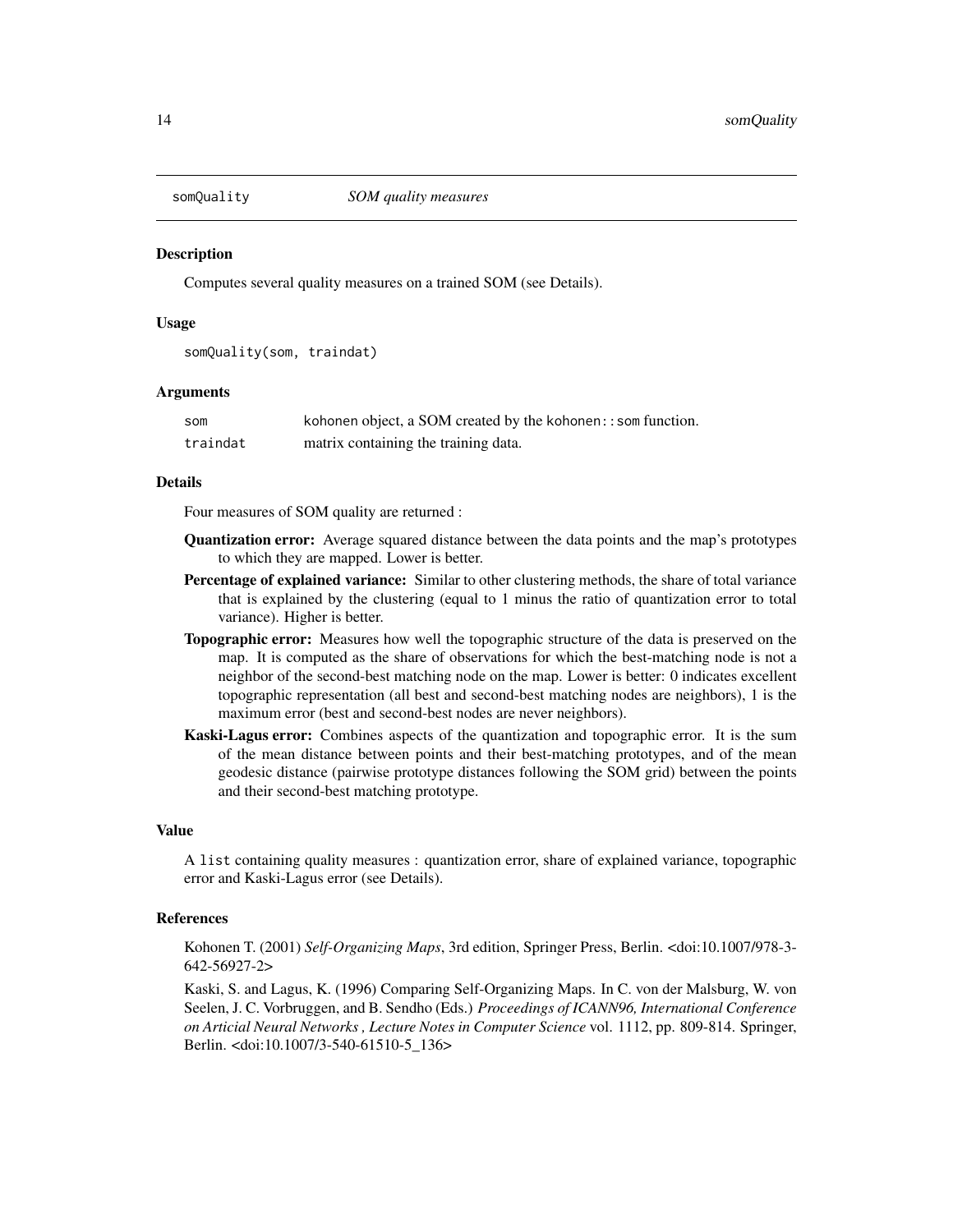# somQuality — *SOM quality measures*

## Description

Computes several quality measures on a trained SOM (see Details).

## Usage

```
somQuality(som, traindat)
```

## Arguments

| | |
|---|---|
| som | kohonen object, a SOM created by the kohonen::som function. |
| traindat | matrix containing the training data. |

## Details

Four measures of SOM quality are returned :

- **Quantization error:** Average squared distance between the data points and the map's prototypes to which they are mapped. Lower is better.
- **Percentage of explained variance:** Similar to other clustering methods, the share of total variance that is explained by the clustering (equal to 1 minus the ratio of quantization error to total variance). Higher is better.
- **Topographic error:** Measures how well the topographic structure of the data is preserved on the map. It is computed as the share of observations for which the best-matching node is not a neighbor of the second-best matching node on the map. Lower is better: 0 indicates excellent topographic representation (all best and second-best matching nodes are neighbors), 1 is the maximum error (best and second-best nodes are never neighbors).
- **Kaski-Lagus error:** Combines aspects of the quantization and topographic error. It is the sum of the mean distance between points and their best-matching prototypes, and of the mean geodesic distance (pairwise prototype distances following the SOM grid) between the points and their second-best matching prototype.

## Value

A list containing quality measures : quantization error, share of explained variance, topographic error and Kaski-Lagus error (see Details).

## References

Kohonen T. (2001) *Self-Organizing Maps*, 3rd edition, Springer Press, Berlin. <doi:10.1007/978-3-642-56927-2>

Kaski, S. and Lagus, K. (1996) Comparing Self-Organizing Maps. In C. von der Malsburg, W. von Seelen, J. C. Vorbruggen, and B. Sendho (Eds.) *Proceedings of ICANN96, International Conference on Articial Neural Networks , Lecture Notes in Computer Science* vol. 1112, pp. 809-814. Springer, Berlin. <doi:10.1007/3-540-61510-5_136>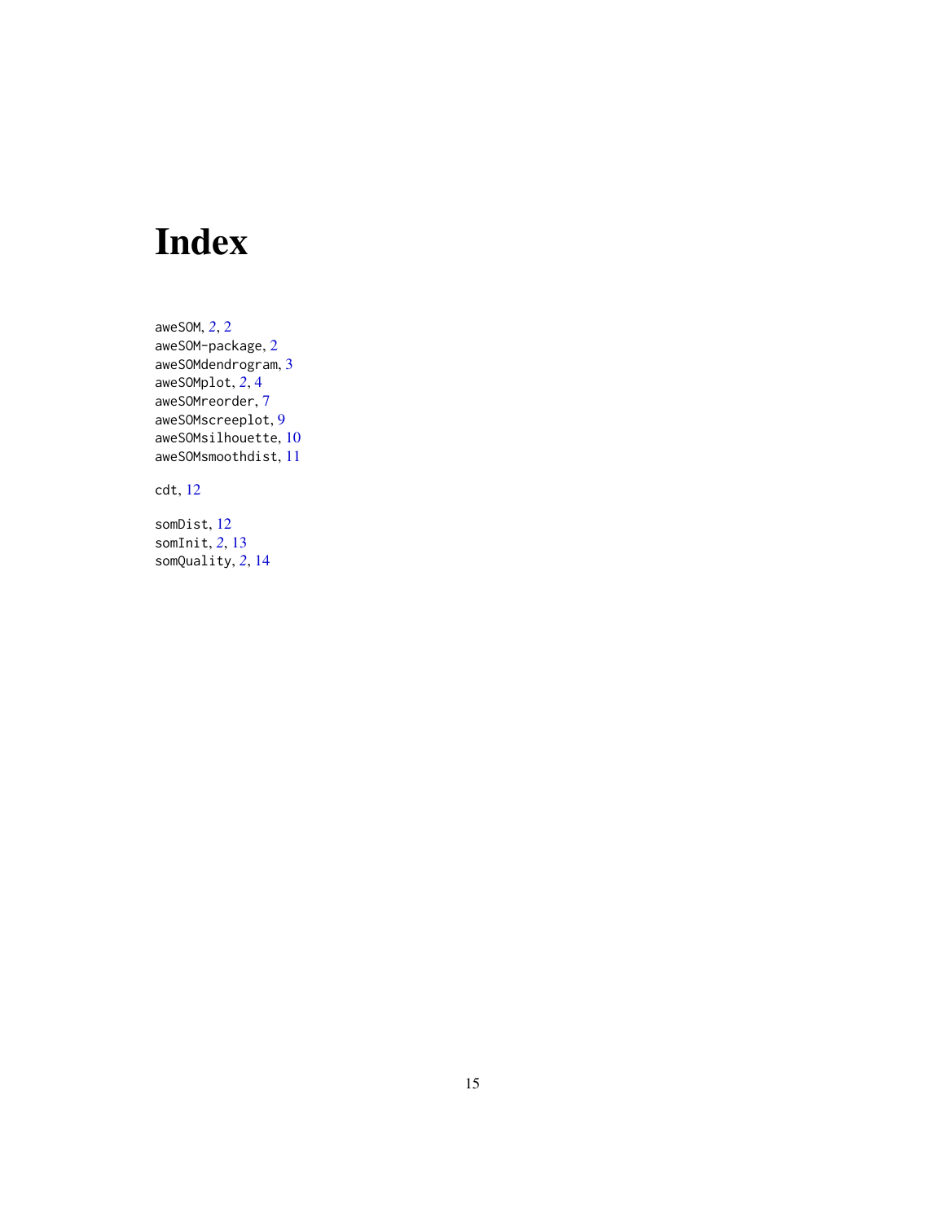# Index

aweSOM, *2*, 2
aweSOM-package, 2
aweSOMdendrogram, 3
aweSOMplot, *2*, 4
aweSOMreorder, 7
aweSOMscreeplot, 9
aweSOMsilhouette, 10
aweSOMsmoothdist, 11

cdt, 12

somDist, 12
somInit, *2*, 13
somQuality, *2*, 14